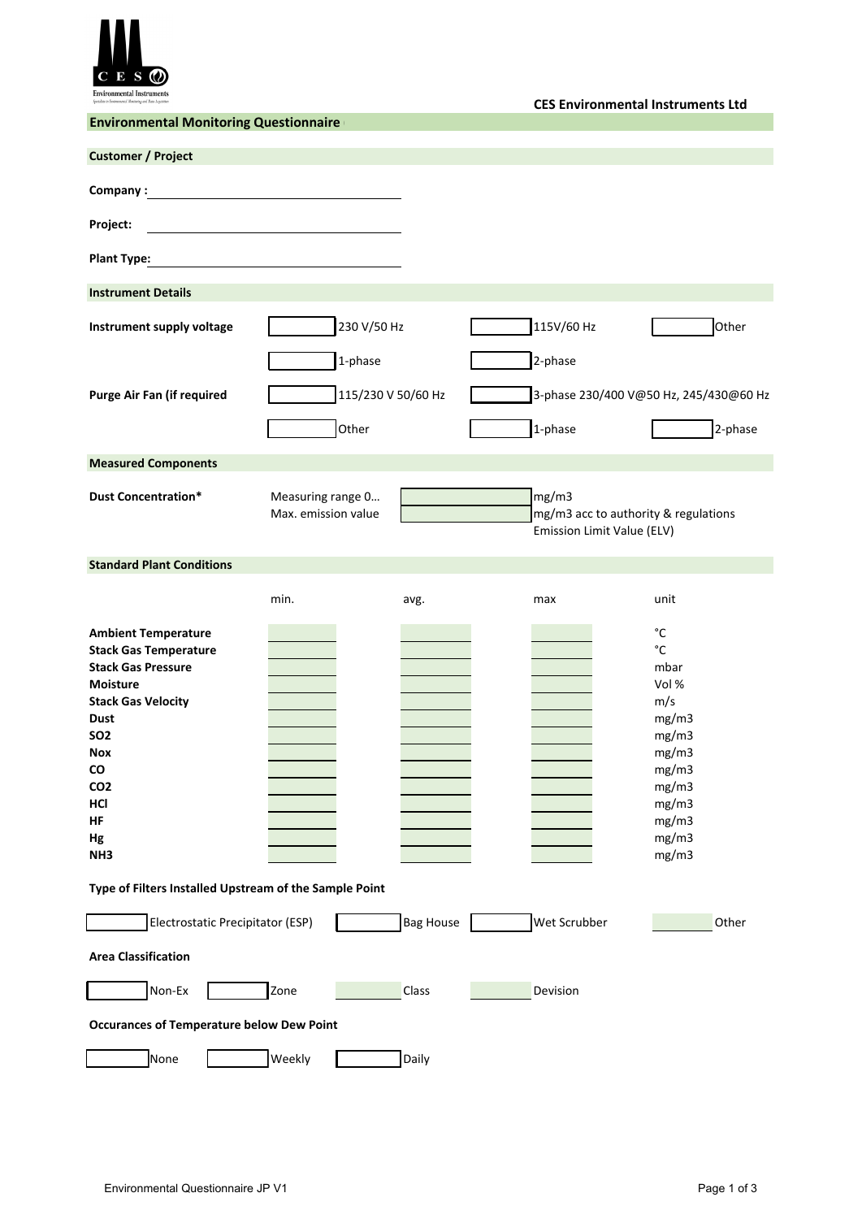CES Environmental Instruments Ltd

## Environmental Monitoring Questionnaire

### Customer / Project

**Company :** ______________________________

**Project:** ______________________________

**Plant Type:** ______________________________

### Instrument Details

**Instrument supply voltage**

- [ ] 230 V/50 Hz
- [ ] 115V/60 Hz
- [ ] Other
- [ ] 1-phase
- [ ] 2-phase

**Purge Air Fan (if required**

- [ ] 115/230 V 50/60 Hz
- [ ] 3-phase 230/400 V@50 Hz, 245/430@60 Hz
- [ ] Other
- [ ] 1-phase
- [ ] 2-phase

### Measured Components

**Dust Concentration***

| | | |
|---|---|---|
| Measuring range 0… | | mg/m3 |
| Max. emission value | | mg/m3 acc to authority & regulations Emission Limit Value (ELV) |

### Standard Plant Conditions

| | min. | avg. | max | unit |
|---|---|---|---|---|
| **Ambient Temperature** | | | | °C |
| **Stack Gas Temperature** | | | | °C |
| **Stack Gas Pressure** | | | | mbar |
| **Moisture** | | | | Vol % |
| **Stack Gas Velocity** | | | | m/s |
| **Dust** | | | | mg/m3 |
| **SO2** | | | | mg/m3 |
| **Nox** | | | | mg/m3 |
| **CO** | | | | mg/m3 |
| **CO2** | | | | mg/m3 |
| **HCl** | | | | mg/m3 |
| **HF** | | | | mg/m3 |
| **Hg** | | | | mg/m3 |
| **NH3** | | | | mg/m3 |

**Type of Filters Installed Upstream of the Sample Point**

- [ ] Electrostatic Precipitator (ESP)
- [ ] Bag House
- [ ] Wet Scrubber
- [ ] Other

**Area Classification**

- [ ] Non-Ex
- [ ] Zone
- [ ] Class
- [ ] Devision

**Occurances of Temperature below Dew Point**

- [ ] None
- [ ] Weekly
- [ ] Daily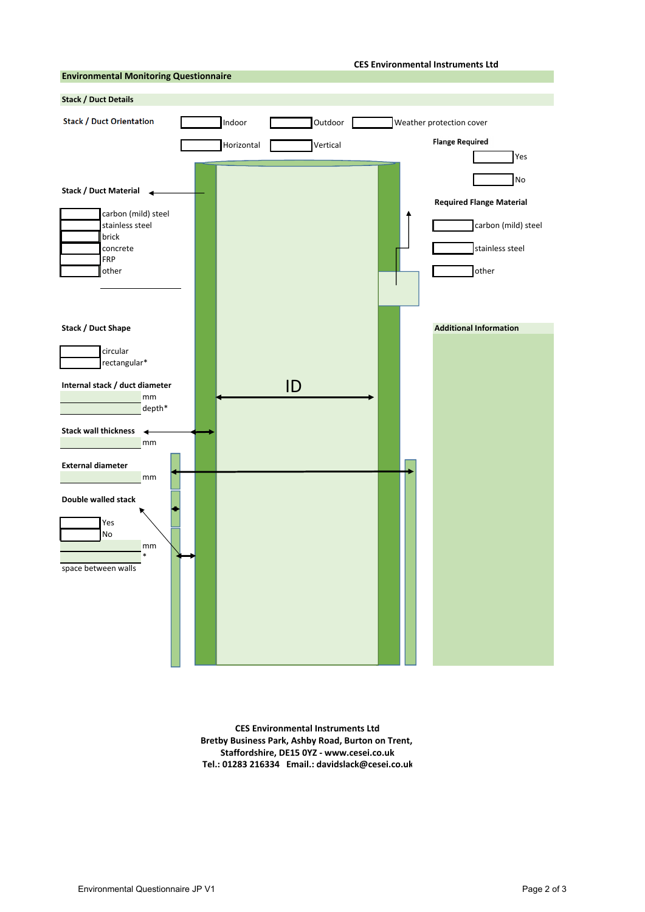CES Environmental Instruments Ltd

## Environmental Monitoring Questionnaire

### Stack / Duct Details

**Stack / Duct Orientation**

- [ ] Indoor
- [ ] Outdoor
- [ ] Weather protection cover
- [ ] Horizontal
- [ ] Vertical

**Flange Required**

- [ ] Yes
- [ ] No

**Stack / Duct Material**

- [ ] carbon (mild) steel
- [ ] stainless steel
- [ ] brick
- [ ] concrete
- [ ] FRP
- [ ] other ____________

**Required Flange Material**

- [ ] carbon (mild) steel
- [ ] stainless steel
- [ ] other

**Stack / Duct Shape**

- [ ] circular
- [ ] rectangular*

**Internal stack / duct diameter**

____________ mm

____________ depth*

ID

**Stack wall thickness**

____________ mm

**External diameter**

____________ mm

**Double walled stack**

- [ ] Yes
- [ ] No

____________ mm

____________ *

space between walls

**Additional Information**

CES Environmental Instruments Ltd
Bretby Business Park, Ashby Road, Burton on Trent,
Staffordshire, DE15 0YZ - www.cesei.co.uk
Tel.: 01283 216334 Email.: davidslack@cesei.co.uk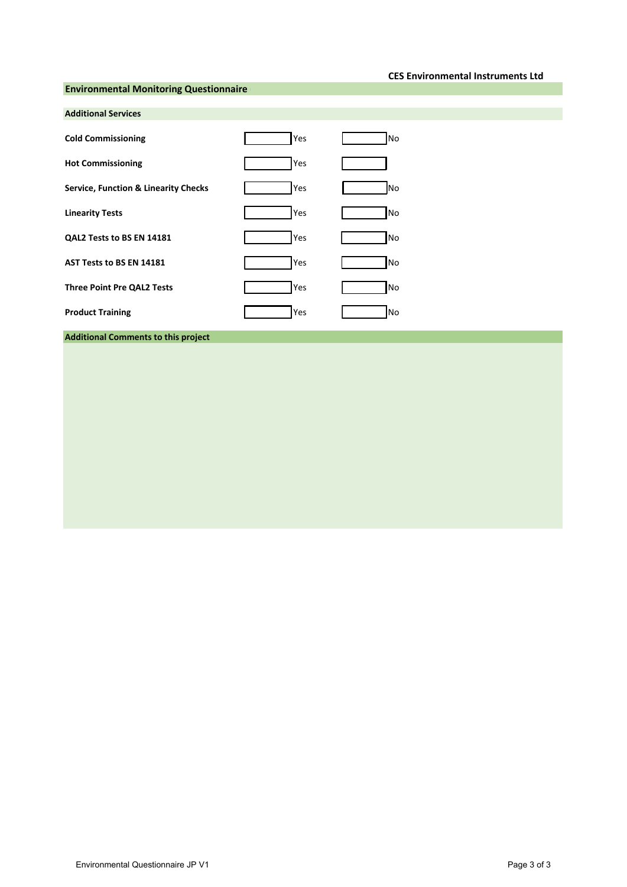**CES Environmental Instruments Ltd**

## Environmental Monitoring Questionnaire

### Additional Services

| | | |
|---|---|---|
| **Cold Commissioning** | Yes | No |
| **Hot Commissioning** | Yes | |
| **Service, Function & Linearity Checks** | Yes | No |
| **Linearity Tests** | Yes | No |
| **QAL2 Tests to BS EN 14181** | Yes | No |
| **AST Tests to BS EN 14181** | Yes | No |
| **Three Point Pre QAL2 Tests** | Yes | No |
| **Product Training** | Yes | No |

### Additional Comments to this project